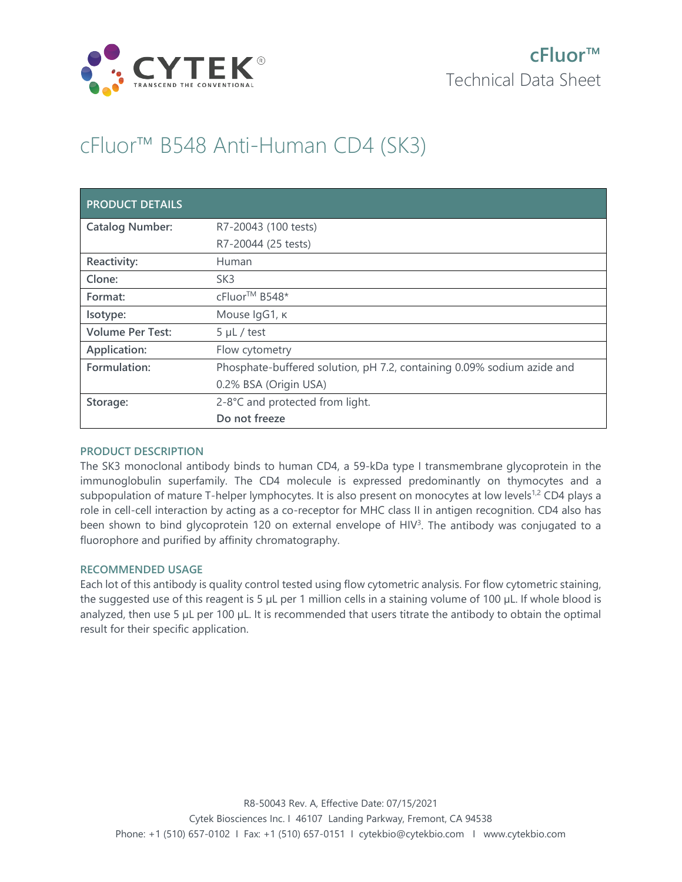cFluor™
Technical Data Sheet

# cFluor™ B548 Anti-Human CD4 (SK3)

| PRODUCT DETAILS | |
|---|---|
| **Catalog Number:** | R7-20043 (100 tests)<br>R7-20044 (25 tests) |
| **Reactivity:** | Human |
| **Clone:** | SK3 |
| **Format:** | cFluor™ B548* |
| **Isotype:** | Mouse IgG1, κ |
| **Volume Per Test:** | 5 µL / test |
| **Application:** | Flow cytometry |
| **Formulation:** | Phosphate-buffered solution, pH 7.2, containing 0.09% sodium azide and 0.2% BSA (Origin USA) |
| **Storage:** | 2-8°C and protected from light.<br>**Do not freeze** |

## PRODUCT DESCRIPTION

The SK3 monoclonal antibody binds to human CD4, a 59-kDa type I transmembrane glycoprotein in the immunoglobulin superfamily. The CD4 molecule is expressed predominantly on thymocytes and a subpopulation of mature T-helper lymphocytes. It is also present on monocytes at low levels[1,2] CD4 plays a role in cell-cell interaction by acting as a co-receptor for MHC class II in antigen recognition. CD4 also has been shown to bind glycoprotein 120 on external envelope of HIV[3]. The antibody was conjugated to a fluorophore and purified by affinity chromatography.

## RECOMMENDED USAGE

Each lot of this antibody is quality control tested using flow cytometric analysis. For flow cytometric staining, the suggested use of this reagent is 5 µL per 1 million cells in a staining volume of 100 µL. If whole blood is analyzed, then use 5 µL per 100 µL. It is recommended that users titrate the antibody to obtain the optimal result for their specific application.

R8-50043 Rev. A, Effective Date: 07/15/2021
Cytek Biosciences Inc. I 46107 Landing Parkway, Fremont, CA 94538
Phone: +1 (510) 657-0102 I Fax: +1 (510) 657-0151 I cytekbio@cytekbio.com I www.cytekbio.com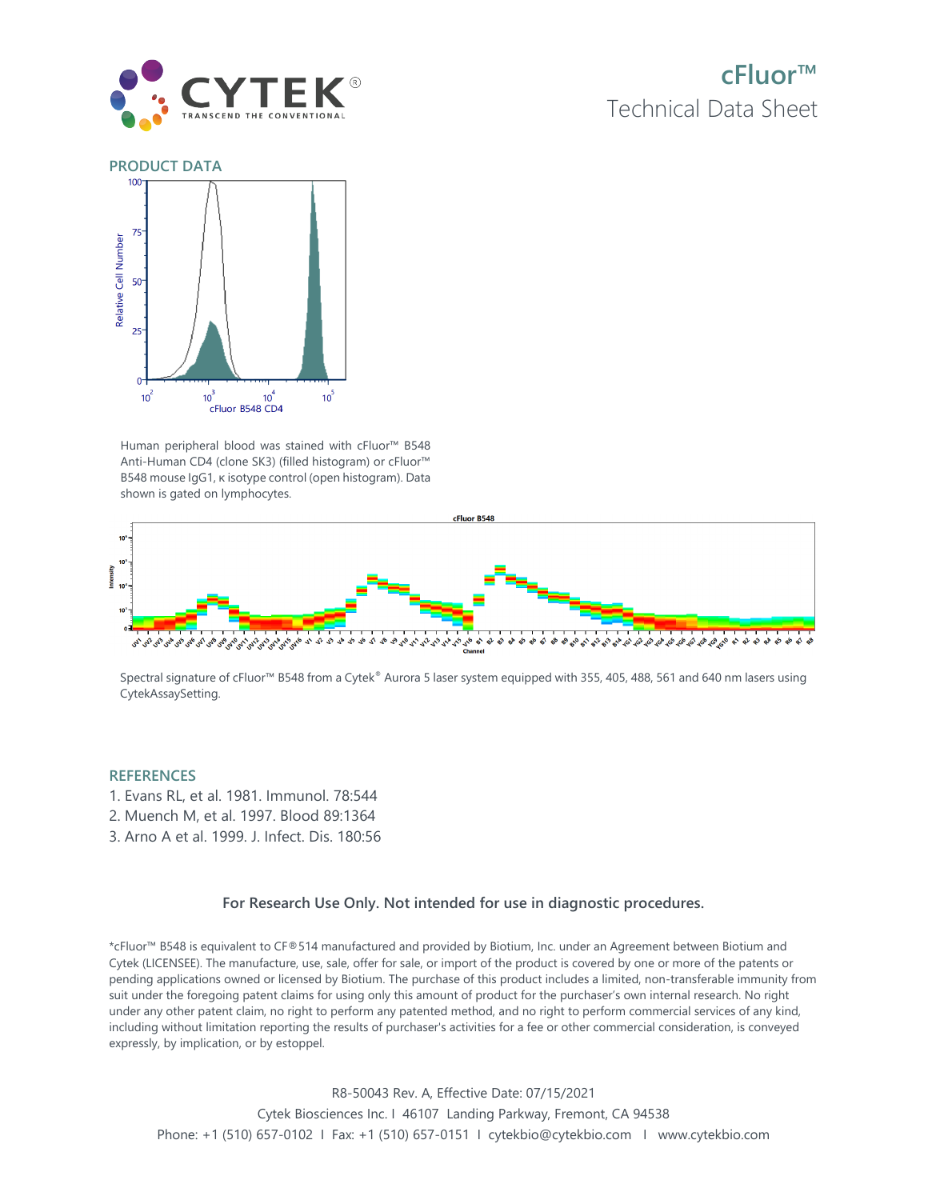## PRODUCT DATA

Relative Cell Number

100

75

50

25

0

$10^2$ $10^3$ $10^4$ $10^5$

cFluor B548 CD4

Human peripheral blood was stained with cFluor™ B548 Anti-Human CD4 (clone SK3) (filled histogram) or cFluor™ B548 mouse IgG1, κ isotype control (open histogram). Data shown is gated on lymphocytes.

cFluor B548

Intensity

Channel

Spectral signature of cFluor™ B548 from a Cytek® Aurora 5 laser system equipped with 355, 405, 488, 561 and 640 nm lasers using CytekAssaySetting.

## REFERENCES

1. Evans RL, et al. 1981. Immunol. 78:544
2. Muench M, et al. 1997. Blood 89:1364
3. Arno A et al. 1999. J. Infect. Dis. 180:56

**For Research Use Only. Not intended for use in diagnostic procedures.**

*cFluor™ B548 is equivalent to CF®514 manufactured and provided by Biotium, Inc. under an Agreement between Biotium and Cytek (LICENSEE). The manufacture, use, sale, offer for sale, or import of the product is covered by one or more of the patents or pending applications owned or licensed by Biotium. The purchase of this product includes a limited, non-transferable immunity from suit under the foregoing patent claims for using only this amount of product for the purchaser's own internal research. No right under any other patent claim, no right to perform any patented method, and no right to perform commercial services of any kind, including without limitation reporting the results of purchaser's activities for a fee or other commercial consideration, is conveyed expressly, by implication, or by estoppel.

R8-50043 Rev. A, Effective Date: 07/15/2021

Cytek Biosciences Inc. I 46107 Landing Parkway, Fremont, CA 94538

Phone: +1 (510) 657-0102 I Fax: +1 (510) 657-0151 I cytekbio@cytekbio.com I www.cytekbio.com